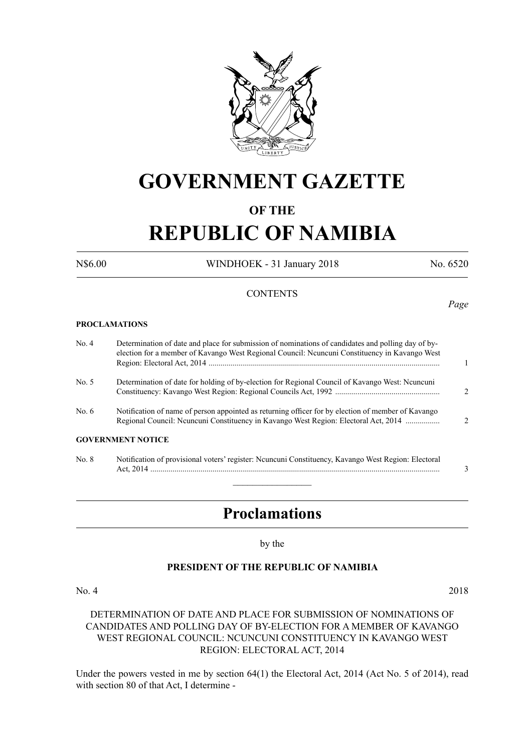# GOVERNMENT GAZETTE

## OF THE

# REPUBLIC OF NAMIBIA

N$6.00 WINDHOEK - 31 January 2018 No. 6520

CONTENTS

| | | *Page* |
|---|---|---|
| **PROCLAMATIONS** | | |
| No. 4 | Determination of date and place for submission of nominations of candidates and polling day of by-election for a member of Kavango West Regional Council: Ncuncuni Constituency in Kavango West Region: Electoral Act, 2014 | 1 |
| No. 5 | Determination of date for holding of by-election for Regional Council of Kavango West: Ncuncuni Constituency: Kavango West Region: Regional Councils Act, 1992 | 2 |
| No. 6 | Notification of name of person appointed as returning officer for by election of member of Kavango Regional Council: Ncuncuni Constituency in Kavango West Region: Electoral Act, 2014 | 2 |
| **GOVERNMENT NOTICE** | | |
| No. 8 | Notification of provisional voters' register: Ncuncuni Constituency, Kavango West Region: Electoral Act, 2014 | 3 |

---

## Proclamations

by the

**PRESIDENT OF THE REPUBLIC OF NAMIBIA**

No. 4 2018

DETERMINATION OF DATE AND PLACE FOR SUBMISSION OF NOMINATIONS OF CANDIDATES AND POLLING DAY OF BY-ELECTION FOR A MEMBER OF KAVANGO WEST REGIONAL COUNCIL: NCUNCUNI CONSTITUENCY IN KAVANGO WEST REGION: ELECTORAL ACT, 2014

Under the powers vested in me by section 64(1) the Electoral Act, 2014 (Act No. 5 of 2014), read with section 80 of that Act, I determine -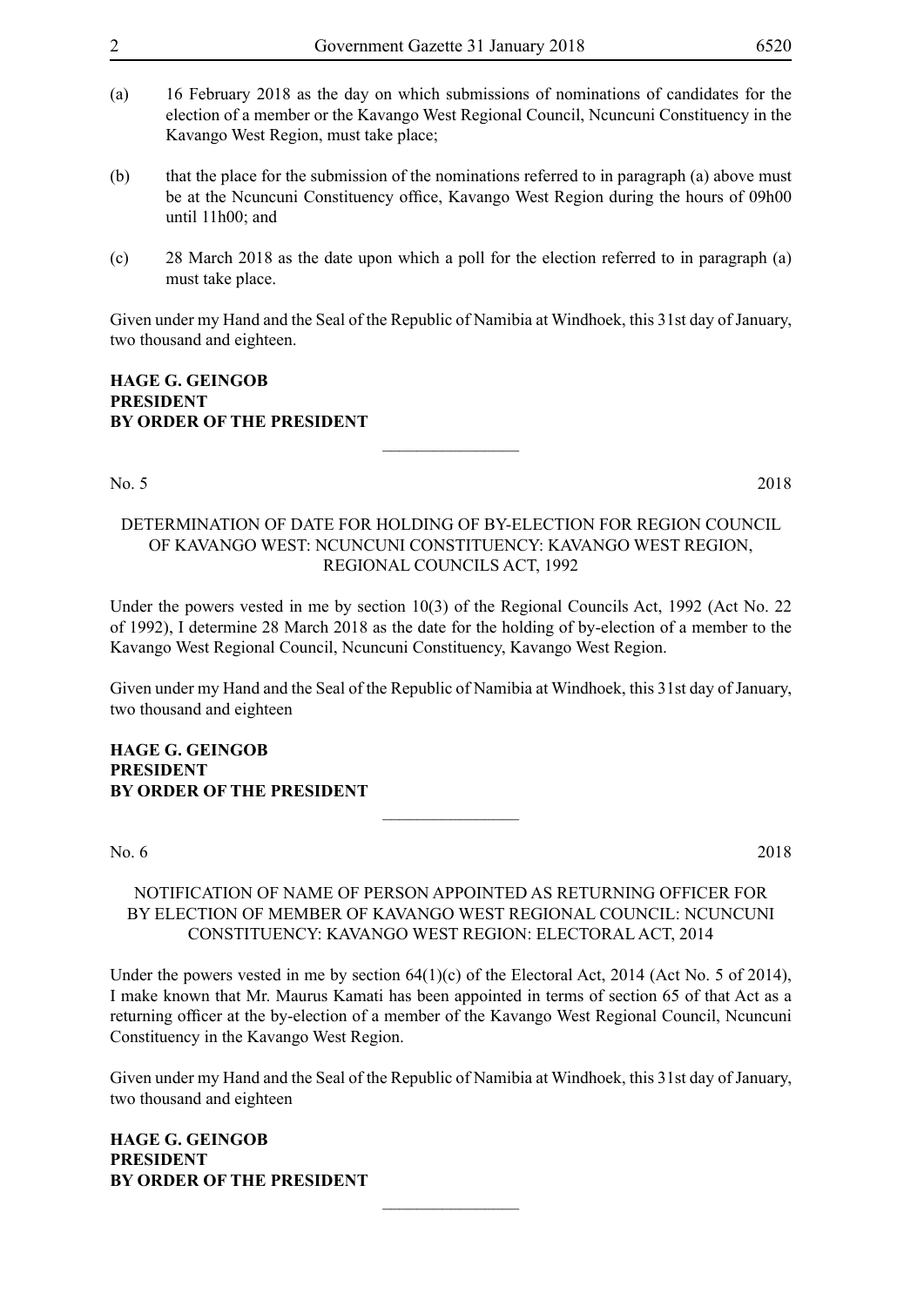(a) 16 February 2018 as the day on which submissions of nominations of candidates for the election of a member or the Kavango West Regional Council, Ncuncuni Constituency in the Kavango West Region, must take place;

(b) that the place for the submission of the nominations referred to in paragraph (a) above must be at the Ncuncuni Constituency office, Kavango West Region during the hours of 09h00 until 11h00; and

(c) 28 March 2018 as the date upon which a poll for the election referred to in paragraph (a) must take place.

Given under my Hand and the Seal of the Republic of Namibia at Windhoek, this 31st day of January, two thousand and eighteen.

**HAGE G. GEINGOB**
**PRESIDENT**
**BY ORDER OF THE PRESIDENT**

---

No. 5 2018

DETERMINATION OF DATE FOR HOLDING OF BY-ELECTION FOR REGION COUNCIL OF KAVANGO WEST: NCUNCUNI CONSTITUENCY: KAVANGO WEST REGION, REGIONAL COUNCILS ACT, 1992

Under the powers vested in me by section 10(3) of the Regional Councils Act, 1992 (Act No. 22 of 1992), I determine 28 March 2018 as the date for the holding of by-election of a member to the Kavango West Regional Council, Ncuncuni Constituency, Kavango West Region.

Given under my Hand and the Seal of the Republic of Namibia at Windhoek, this 31st day of January, two thousand and eighteen

**HAGE G. GEINGOB**
**PRESIDENT**
**BY ORDER OF THE PRESIDENT**

---

No. 6 2018

NOTIFICATION OF NAME OF PERSON APPOINTED AS RETURNING OFFICER FOR BY ELECTION OF MEMBER OF KAVANGO WEST REGIONAL COUNCIL: NCUNCUNI CONSTITUENCY: KAVANGO WEST REGION: ELECTORAL ACT, 2014

Under the powers vested in me by section 64(1)(c) of the Electoral Act, 2014 (Act No. 5 of 2014), I make known that Mr. Maurus Kamati has been appointed in terms of section 65 of that Act as a returning officer at the by-election of a member of the Kavango West Regional Council, Ncuncuni Constituency in the Kavango West Region.

Given under my Hand and the Seal of the Republic of Namibia at Windhoek, this 31st day of January, two thousand and eighteen

**HAGE G. GEINGOB**
**PRESIDENT**
**BY ORDER OF THE PRESIDENT**

---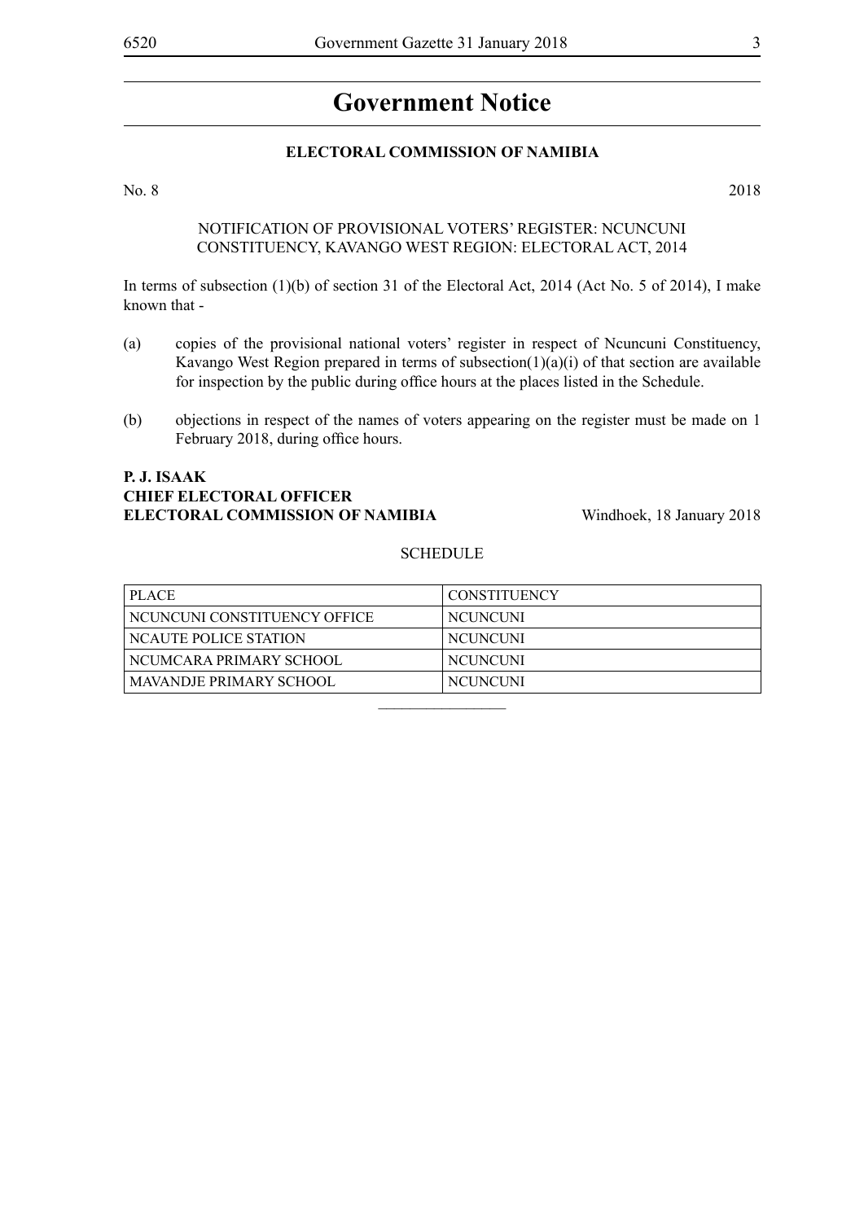# Government Notice

**ELECTORAL COMMISSION OF NAMIBIA**

No. 8 2018

NOTIFICATION OF PROVISIONAL VOTERS' REGISTER: NCUNCUNI CONSTITUENCY, KAVANGO WEST REGION: ELECTORAL ACT, 2014

In terms of subsection (1)(b) of section 31 of the Electoral Act, 2014 (Act No. 5 of 2014), I make known that -

(a) copies of the provisional national voters' register in respect of Ncuncuni Constituency, Kavango West Region prepared in terms of subsection(1)(a)(i) of that section are available for inspection by the public during office hours at the places listed in the Schedule.

(b) objections in respect of the names of voters appearing on the register must be made on 1 February 2018, during office hours.

**P. J. ISAAK**
**CHIEF ELECTORAL OFFICER**
**ELECTORAL COMMISSION OF NAMIBIA** Windhoek, 18 January 2018

SCHEDULE

| PLACE | CONSTITUENCY |
|---|---|
| NCUNCUNI CONSTITUENCY OFFICE | NCUNCUNI |
| NCAUTE POLICE STATION | NCUNCUNI |
| NCUMCARA PRIMARY SCHOOL | NCUNCUNI |
| MAVANDJE PRIMARY SCHOOL | NCUNCUNI |

________________